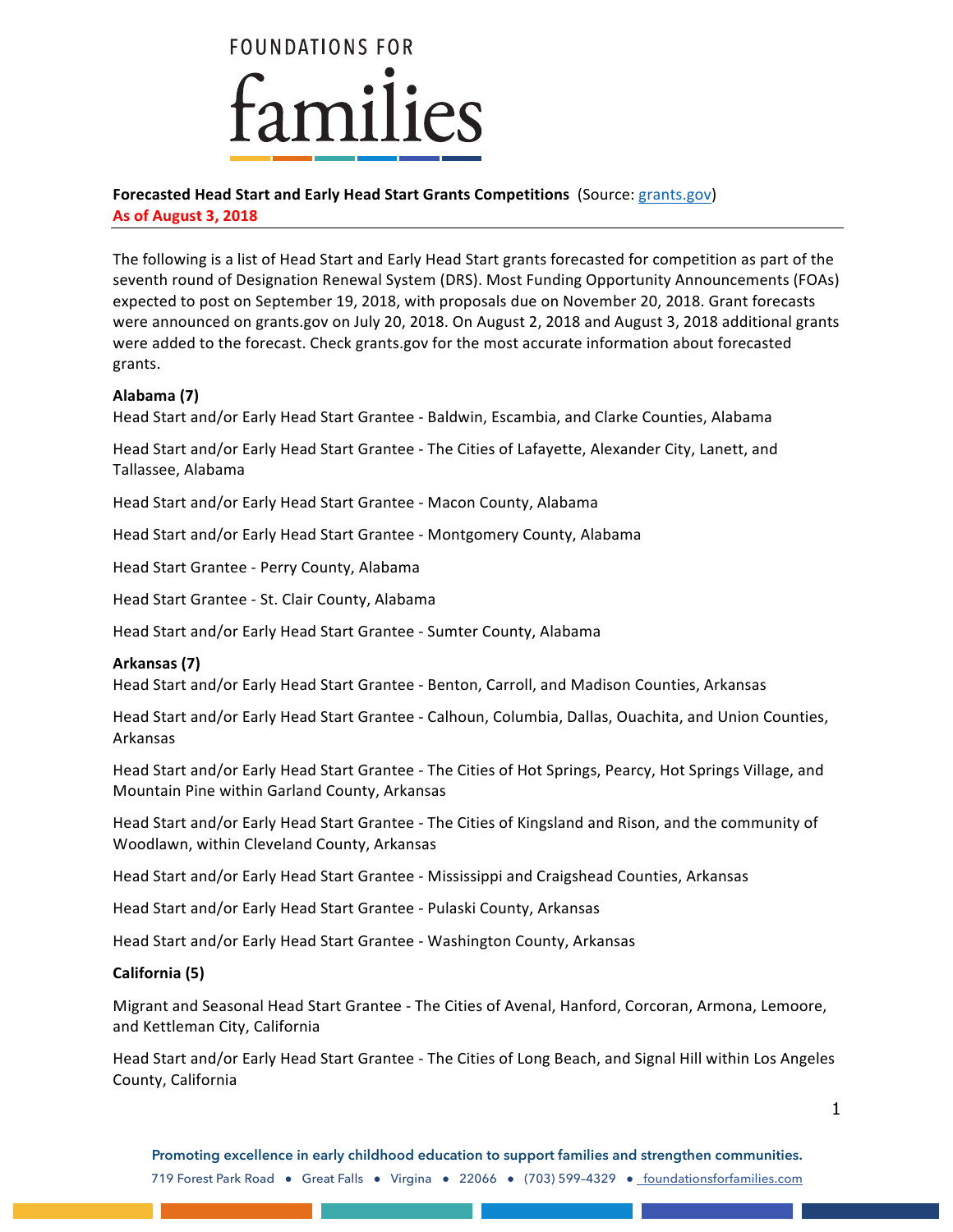# FOUNDATIONS FOR families

**Forecasted Head Start and Early Head Start Grants Competitions** (Source: grants.gov)
**As of August 3, 2018**

The following is a list of Head Start and Early Head Start grants forecasted for competition as part of the seventh round of Designation Renewal System (DRS). Most Funding Opportunity Announcements (FOAs) expected to post on September 19, 2018, with proposals due on November 20, 2018. Grant forecasts were announced on grants.gov on July 20, 2018. On August 2, 2018 and August 3, 2018 additional grants were added to the forecast. Check grants.gov for the most accurate information about forecasted grants.

**Alabama (7)**

Head Start and/or Early Head Start Grantee - Baldwin, Escambia, and Clarke Counties, Alabama

Head Start and/or Early Head Start Grantee - The Cities of Lafayette, Alexander City, Lanett, and Tallassee, Alabama

Head Start and/or Early Head Start Grantee - Macon County, Alabama

Head Start and/or Early Head Start Grantee - Montgomery County, Alabama

Head Start Grantee - Perry County, Alabama

Head Start Grantee - St. Clair County, Alabama

Head Start and/or Early Head Start Grantee - Sumter County, Alabama

**Arkansas (7)**

Head Start and/or Early Head Start Grantee - Benton, Carroll, and Madison Counties, Arkansas

Head Start and/or Early Head Start Grantee - Calhoun, Columbia, Dallas, Ouachita, and Union Counties, Arkansas

Head Start and/or Early Head Start Grantee - The Cities of Hot Springs, Pearcy, Hot Springs Village, and Mountain Pine within Garland County, Arkansas

Head Start and/or Early Head Start Grantee - The Cities of Kingsland and Rison, and the community of Woodlawn, within Cleveland County, Arkansas

Head Start and/or Early Head Start Grantee - Mississippi and Craigshead Counties, Arkansas

Head Start and/or Early Head Start Grantee - Pulaski County, Arkansas

Head Start and/or Early Head Start Grantee - Washington County, Arkansas

**California (5)**

Migrant and Seasonal Head Start Grantee - The Cities of Avenal, Hanford, Corcoran, Armona, Lemoore, and Kettleman City, California

Head Start and/or Early Head Start Grantee - The Cities of Long Beach, and Signal Hill within Los Angeles County, California

Promoting excellence in early childhood education to support families and strengthen communities.

719 Forest Park Road • Great Falls • Virgina • 22066 • (703) 599-4329 • foundationsforfamilies.com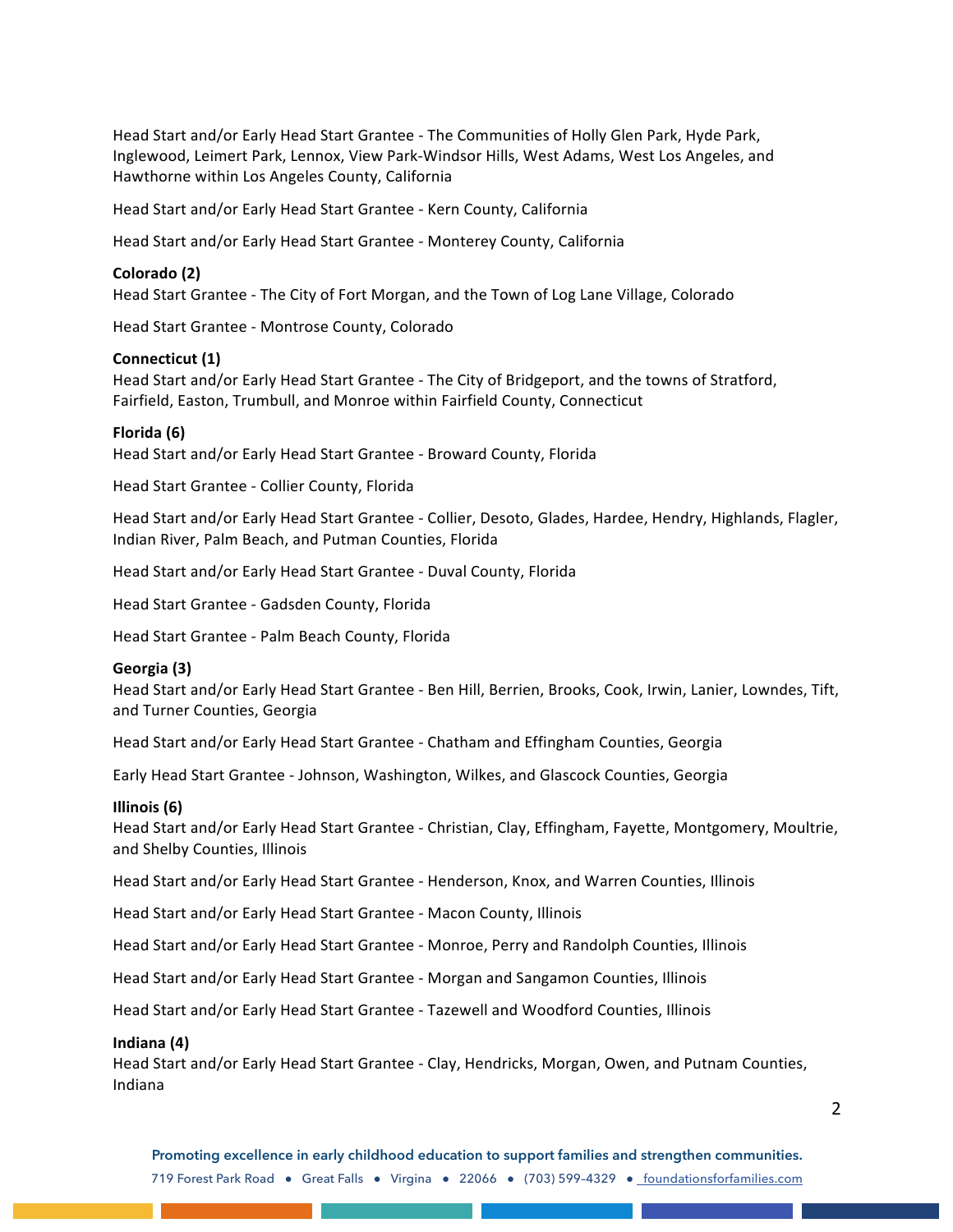Head Start and/or Early Head Start Grantee - The Communities of Holly Glen Park, Hyde Park, Inglewood, Leimert Park, Lennox, View Park-Windsor Hills, West Adams, West Los Angeles, and Hawthorne within Los Angeles County, California

Head Start and/or Early Head Start Grantee - Kern County, California

Head Start and/or Early Head Start Grantee - Monterey County, California

**Colorado (2)**
Head Start Grantee - The City of Fort Morgan, and the Town of Log Lane Village, Colorado

Head Start Grantee - Montrose County, Colorado

**Connecticut (1)**
Head Start and/or Early Head Start Grantee - The City of Bridgeport, and the towns of Stratford, Fairfield, Easton, Trumbull, and Monroe within Fairfield County, Connecticut

**Florida (6)**
Head Start and/or Early Head Start Grantee - Broward County, Florida

Head Start Grantee - Collier County, Florida

Head Start and/or Early Head Start Grantee - Collier, Desoto, Glades, Hardee, Hendry, Highlands, Flagler, Indian River, Palm Beach, and Putman Counties, Florida

Head Start and/or Early Head Start Grantee - Duval County, Florida

Head Start Grantee - Gadsden County, Florida

Head Start Grantee - Palm Beach County, Florida

**Georgia (3)**
Head Start and/or Early Head Start Grantee - Ben Hill, Berrien, Brooks, Cook, Irwin, Lanier, Lowndes, Tift, and Turner Counties, Georgia

Head Start and/or Early Head Start Grantee - Chatham and Effingham Counties, Georgia

Early Head Start Grantee - Johnson, Washington, Wilkes, and Glascock Counties, Georgia

**Illinois (6)**
Head Start and/or Early Head Start Grantee - Christian, Clay, Effingham, Fayette, Montgomery, Moultrie, and Shelby Counties, Illinois

Head Start and/or Early Head Start Grantee - Henderson, Knox, and Warren Counties, Illinois

Head Start and/or Early Head Start Grantee - Macon County, Illinois

Head Start and/or Early Head Start Grantee - Monroe, Perry and Randolph Counties, Illinois

Head Start and/or Early Head Start Grantee - Morgan and Sangamon Counties, Illinois

Head Start and/or Early Head Start Grantee - Tazewell and Woodford Counties, Illinois

**Indiana (4)**
Head Start and/or Early Head Start Grantee - Clay, Hendricks, Morgan, Owen, and Putnam Counties, Indiana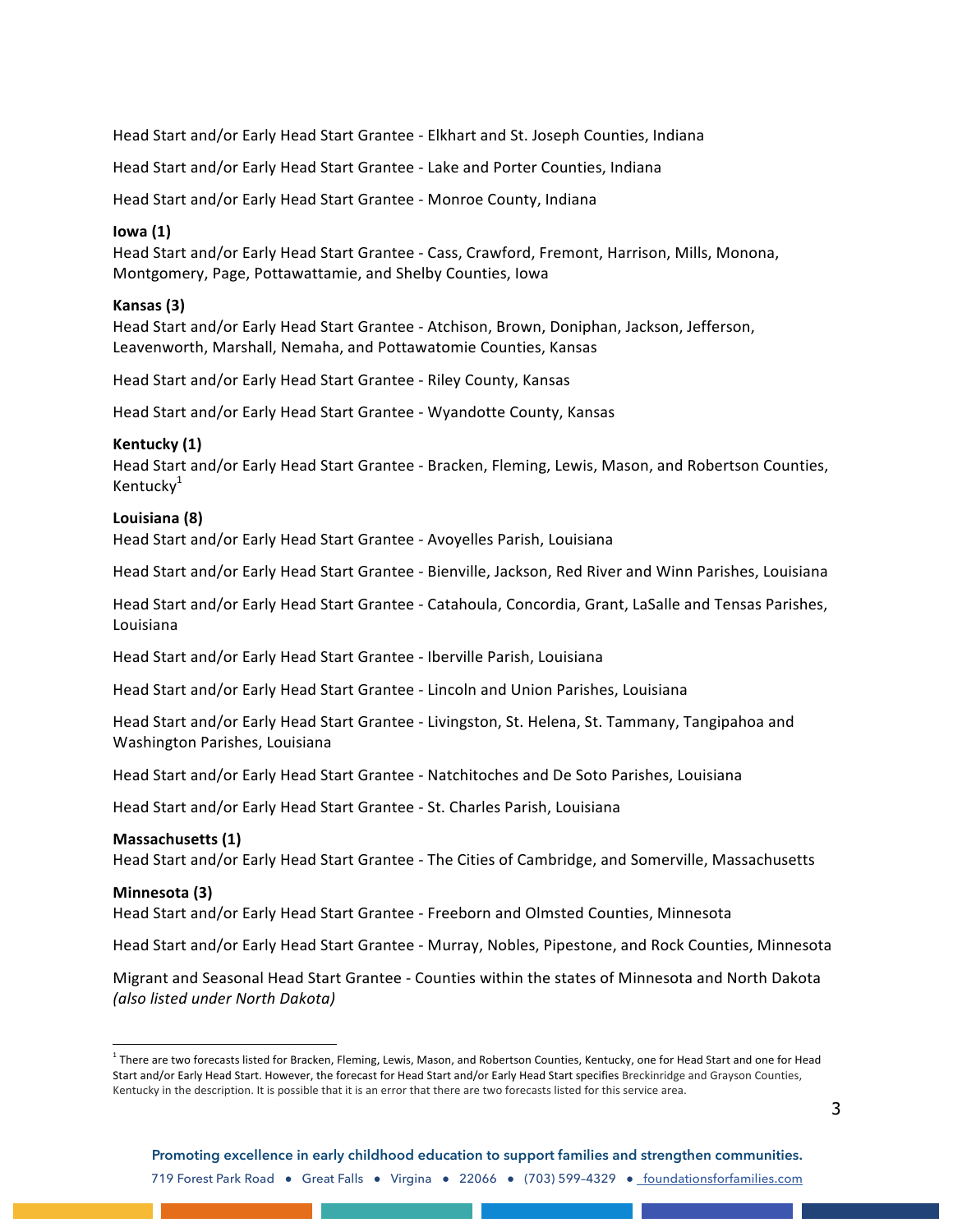Head Start and/or Early Head Start Grantee - Elkhart and St. Joseph Counties, Indiana

Head Start and/or Early Head Start Grantee - Lake and Porter Counties, Indiana

Head Start and/or Early Head Start Grantee - Monroe County, Indiana

**Iowa (1)**
Head Start and/or Early Head Start Grantee - Cass, Crawford, Fremont, Harrison, Mills, Monona, Montgomery, Page, Pottawattamie, and Shelby Counties, Iowa

**Kansas (3)**
Head Start and/or Early Head Start Grantee - Atchison, Brown, Doniphan, Jackson, Jefferson, Leavenworth, Marshall, Nemaha, and Pottawatomie Counties, Kansas

Head Start and/or Early Head Start Grantee - Riley County, Kansas

Head Start and/or Early Head Start Grantee - Wyandotte County, Kansas

**Kentucky (1)**
Head Start and/or Early Head Start Grantee - Bracken, Fleming, Lewis, Mason, and Robertson Counties, Kentucky[1]

**Louisiana (8)**
Head Start and/or Early Head Start Grantee - Avoyelles Parish, Louisiana

Head Start and/or Early Head Start Grantee - Bienville, Jackson, Red River and Winn Parishes, Louisiana

Head Start and/or Early Head Start Grantee - Catahoula, Concordia, Grant, LaSalle and Tensas Parishes, Louisiana

Head Start and/or Early Head Start Grantee - Iberville Parish, Louisiana

Head Start and/or Early Head Start Grantee - Lincoln and Union Parishes, Louisiana

Head Start and/or Early Head Start Grantee - Livingston, St. Helena, St. Tammany, Tangipahoa and Washington Parishes, Louisiana

Head Start and/or Early Head Start Grantee - Natchitoches and De Soto Parishes, Louisiana

Head Start and/or Early Head Start Grantee - St. Charles Parish, Louisiana

**Massachusetts (1)**
Head Start and/or Early Head Start Grantee - The Cities of Cambridge, and Somerville, Massachusetts

**Minnesota (3)**
Head Start and/or Early Head Start Grantee - Freeborn and Olmsted Counties, Minnesota

Head Start and/or Early Head Start Grantee - Murray, Nobles, Pipestone, and Rock Counties, Minnesota

Migrant and Seasonal Head Start Grantee - Counties within the states of Minnesota and North Dakota *(also listed under North Dakota)*

---

[1] There are two forecasts listed for Bracken, Fleming, Lewis, Mason, and Robertson Counties, Kentucky, one for Head Start and one for Head Start and/or Early Head Start. However, the forecast for Head Start and/or Early Head Start specifies Breckinridge and Grayson Counties, Kentucky in the description. It is possible that it is an error that there are two forecasts listed for this service area.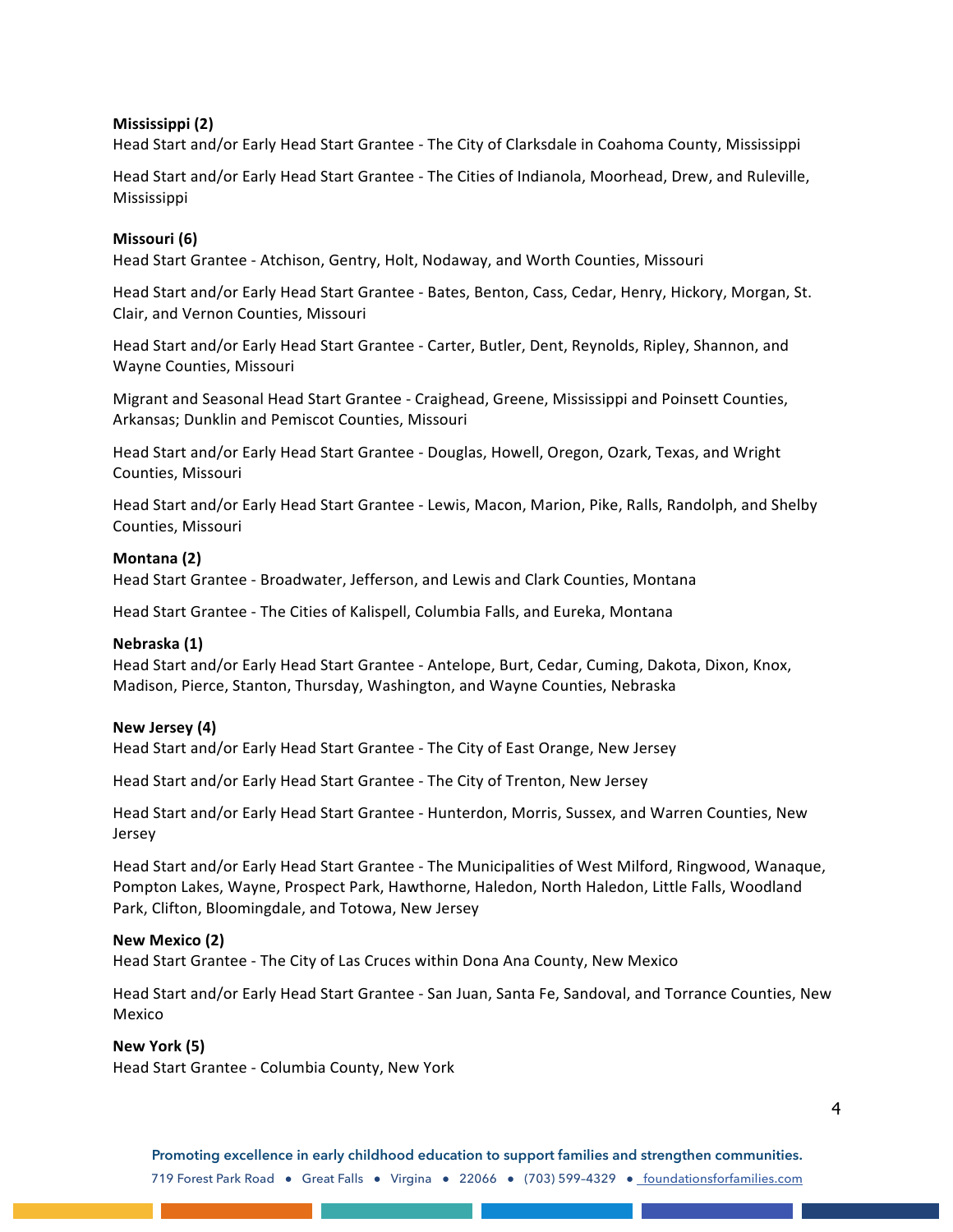**Mississippi (2)**

Head Start and/or Early Head Start Grantee - The City of Clarksdale in Coahoma County, Mississippi

Head Start and/or Early Head Start Grantee - The Cities of Indianola, Moorhead, Drew, and Ruleville, Mississippi

**Missouri (6)**

Head Start Grantee - Atchison, Gentry, Holt, Nodaway, and Worth Counties, Missouri

Head Start and/or Early Head Start Grantee - Bates, Benton, Cass, Cedar, Henry, Hickory, Morgan, St. Clair, and Vernon Counties, Missouri

Head Start and/or Early Head Start Grantee - Carter, Butler, Dent, Reynolds, Ripley, Shannon, and Wayne Counties, Missouri

Migrant and Seasonal Head Start Grantee - Craighead, Greene, Mississippi and Poinsett Counties, Arkansas; Dunklin and Pemiscot Counties, Missouri

Head Start and/or Early Head Start Grantee - Douglas, Howell, Oregon, Ozark, Texas, and Wright Counties, Missouri

Head Start and/or Early Head Start Grantee - Lewis, Macon, Marion, Pike, Ralls, Randolph, and Shelby Counties, Missouri

**Montana (2)**

Head Start Grantee - Broadwater, Jefferson, and Lewis and Clark Counties, Montana

Head Start Grantee - The Cities of Kalispell, Columbia Falls, and Eureka, Montana

**Nebraska (1)**

Head Start and/or Early Head Start Grantee - Antelope, Burt, Cedar, Cuming, Dakota, Dixon, Knox, Madison, Pierce, Stanton, Thursday, Washington, and Wayne Counties, Nebraska

**New Jersey (4)**

Head Start and/or Early Head Start Grantee - The City of East Orange, New Jersey

Head Start and/or Early Head Start Grantee - The City of Trenton, New Jersey

Head Start and/or Early Head Start Grantee - Hunterdon, Morris, Sussex, and Warren Counties, New Jersey

Head Start and/or Early Head Start Grantee - The Municipalities of West Milford, Ringwood, Wanaque, Pompton Lakes, Wayne, Prospect Park, Hawthorne, Haledon, North Haledon, Little Falls, Woodland Park, Clifton, Bloomingdale, and Totowa, New Jersey

**New Mexico (2)**

Head Start Grantee - The City of Las Cruces within Dona Ana County, New Mexico

Head Start and/or Early Head Start Grantee - San Juan, Santa Fe, Sandoval, and Torrance Counties, New Mexico

**New York (5)**

Head Start Grantee - Columbia County, New York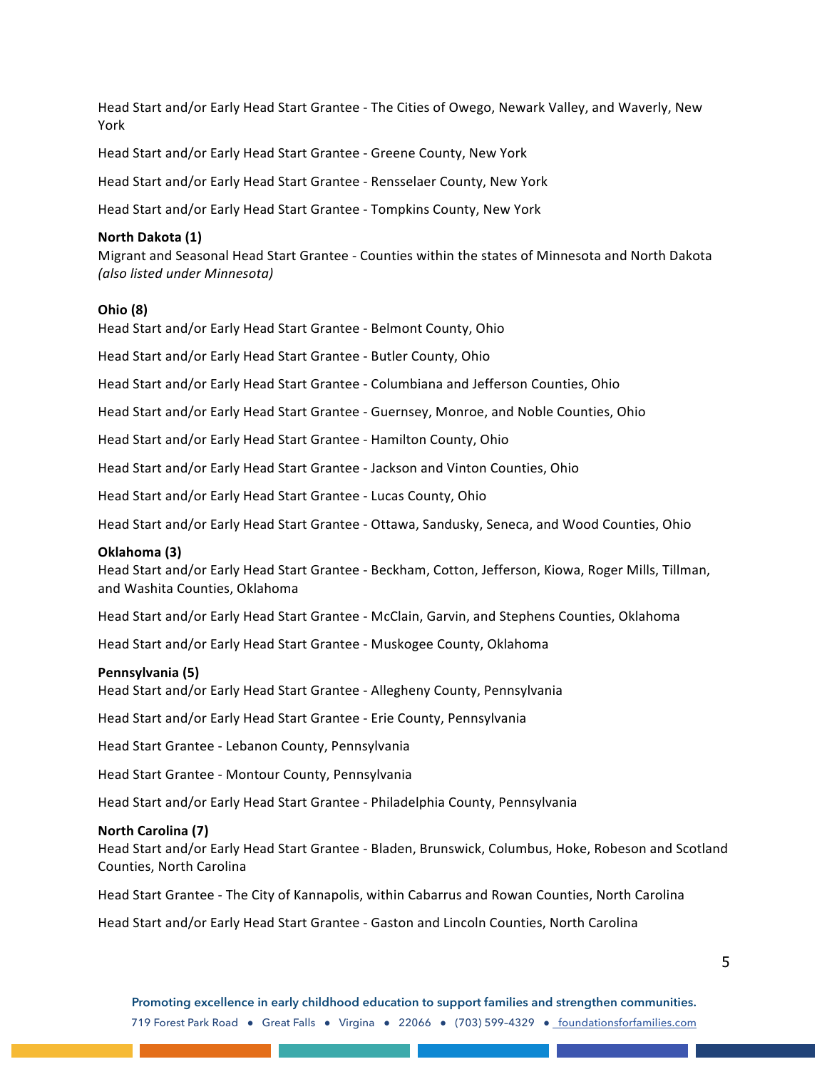Head Start and/or Early Head Start Grantee - The Cities of Owego, Newark Valley, and Waverly, New York

Head Start and/or Early Head Start Grantee - Greene County, New York

Head Start and/or Early Head Start Grantee - Rensselaer County, New York

Head Start and/or Early Head Start Grantee - Tompkins County, New York

**North Dakota (1)**

Migrant and Seasonal Head Start Grantee - Counties within the states of Minnesota and North Dakota *(also listed under Minnesota)*

**Ohio (8)**

Head Start and/or Early Head Start Grantee - Belmont County, Ohio

Head Start and/or Early Head Start Grantee - Butler County, Ohio

Head Start and/or Early Head Start Grantee - Columbiana and Jefferson Counties, Ohio

Head Start and/or Early Head Start Grantee - Guernsey, Monroe, and Noble Counties, Ohio

Head Start and/or Early Head Start Grantee - Hamilton County, Ohio

Head Start and/or Early Head Start Grantee - Jackson and Vinton Counties, Ohio

Head Start and/or Early Head Start Grantee - Lucas County, Ohio

Head Start and/or Early Head Start Grantee - Ottawa, Sandusky, Seneca, and Wood Counties, Ohio

**Oklahoma (3)**

Head Start and/or Early Head Start Grantee - Beckham, Cotton, Jefferson, Kiowa, Roger Mills, Tillman, and Washita Counties, Oklahoma

Head Start and/or Early Head Start Grantee - McClain, Garvin, and Stephens Counties, Oklahoma

Head Start and/or Early Head Start Grantee - Muskogee County, Oklahoma

**Pennsylvania (5)**

Head Start and/or Early Head Start Grantee - Allegheny County, Pennsylvania

Head Start and/or Early Head Start Grantee - Erie County, Pennsylvania

Head Start Grantee - Lebanon County, Pennsylvania

Head Start Grantee - Montour County, Pennsylvania

Head Start and/or Early Head Start Grantee - Philadelphia County, Pennsylvania

**North Carolina (7)**

Head Start and/or Early Head Start Grantee - Bladen, Brunswick, Columbus, Hoke, Robeson and Scotland Counties, North Carolina

Head Start Grantee - The City of Kannapolis, within Cabarrus and Rowan Counties, North Carolina

Head Start and/or Early Head Start Grantee - Gaston and Lincoln Counties, North Carolina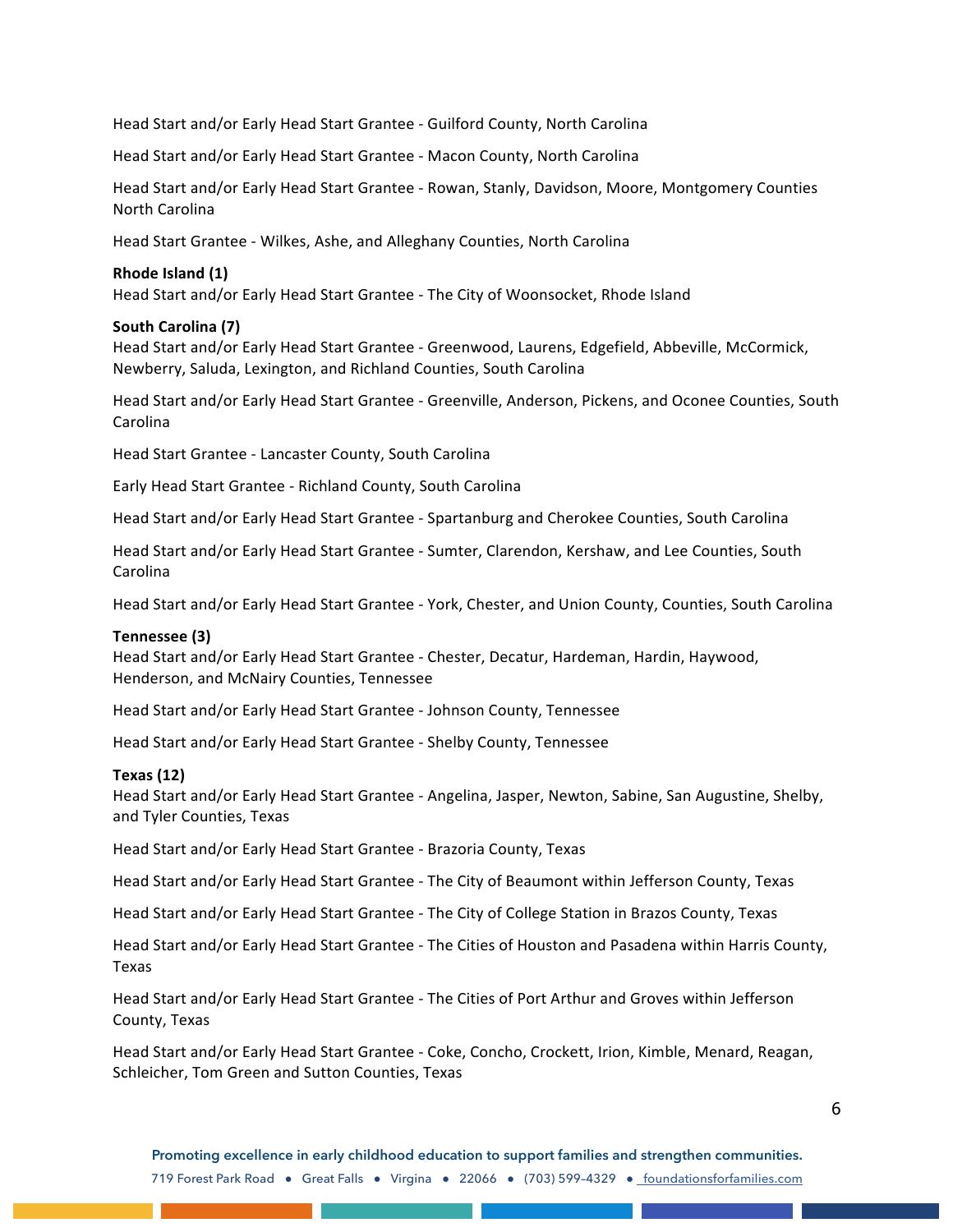Head Start and/or Early Head Start Grantee - Guilford County, North Carolina

Head Start and/or Early Head Start Grantee - Macon County, North Carolina

Head Start and/or Early Head Start Grantee - Rowan, Stanly, Davidson, Moore, Montgomery Counties North Carolina

Head Start Grantee - Wilkes, Ashe, and Alleghany Counties, North Carolina

**Rhode Island (1)**
Head Start and/or Early Head Start Grantee - The City of Woonsocket, Rhode Island

**South Carolina (7)**
Head Start and/or Early Head Start Grantee - Greenwood, Laurens, Edgefield, Abbeville, McCormick, Newberry, Saluda, Lexington, and Richland Counties, South Carolina

Head Start and/or Early Head Start Grantee - Greenville, Anderson, Pickens, and Oconee Counties, South Carolina

Head Start Grantee - Lancaster County, South Carolina

Early Head Start Grantee - Richland County, South Carolina

Head Start and/or Early Head Start Grantee - Spartanburg and Cherokee Counties, South Carolina

Head Start and/or Early Head Start Grantee - Sumter, Clarendon, Kershaw, and Lee Counties, South Carolina

Head Start and/or Early Head Start Grantee - York, Chester, and Union County, Counties, South Carolina

**Tennessee (3)**
Head Start and/or Early Head Start Grantee - Chester, Decatur, Hardeman, Hardin, Haywood, Henderson, and McNairy Counties, Tennessee

Head Start and/or Early Head Start Grantee - Johnson County, Tennessee

Head Start and/or Early Head Start Grantee - Shelby County, Tennessee

**Texas (12)**
Head Start and/or Early Head Start Grantee - Angelina, Jasper, Newton, Sabine, San Augustine, Shelby, and Tyler Counties, Texas

Head Start and/or Early Head Start Grantee - Brazoria County, Texas

Head Start and/or Early Head Start Grantee - The City of Beaumont within Jefferson County, Texas

Head Start and/or Early Head Start Grantee - The City of College Station in Brazos County, Texas

Head Start and/or Early Head Start Grantee - The Cities of Houston and Pasadena within Harris County, Texas

Head Start and/or Early Head Start Grantee - The Cities of Port Arthur and Groves within Jefferson County, Texas

Head Start and/or Early Head Start Grantee - Coke, Concho, Crockett, Irion, Kimble, Menard, Reagan, Schleicher, Tom Green and Sutton Counties, Texas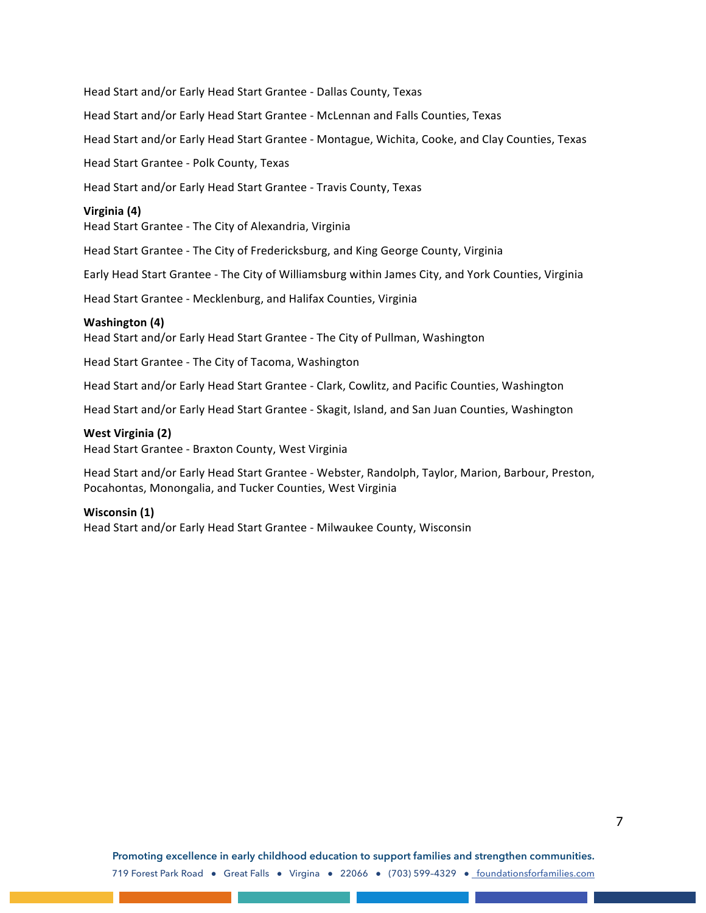Head Start and/or Early Head Start Grantee - Dallas County, Texas

Head Start and/or Early Head Start Grantee - McLennan and Falls Counties, Texas

Head Start and/or Early Head Start Grantee - Montague, Wichita, Cooke, and Clay Counties, Texas

Head Start Grantee - Polk County, Texas

Head Start and/or Early Head Start Grantee - Travis County, Texas

**Virginia (4)**
Head Start Grantee - The City of Alexandria, Virginia

Head Start Grantee - The City of Fredericksburg, and King George County, Virginia

Early Head Start Grantee - The City of Williamsburg within James City, and York Counties, Virginia

Head Start Grantee - Mecklenburg, and Halifax Counties, Virginia

**Washington (4)**
Head Start and/or Early Head Start Grantee - The City of Pullman, Washington

Head Start Grantee - The City of Tacoma, Washington

Head Start and/or Early Head Start Grantee - Clark, Cowlitz, and Pacific Counties, Washington

Head Start and/or Early Head Start Grantee - Skagit, Island, and San Juan Counties, Washington

**West Virginia (2)**
Head Start Grantee - Braxton County, West Virginia

Head Start and/or Early Head Start Grantee - Webster, Randolph, Taylor, Marion, Barbour, Preston, Pocahontas, Monongalia, and Tucker Counties, West Virginia

**Wisconsin (1)**
Head Start and/or Early Head Start Grantee - Milwaukee County, Wisconsin